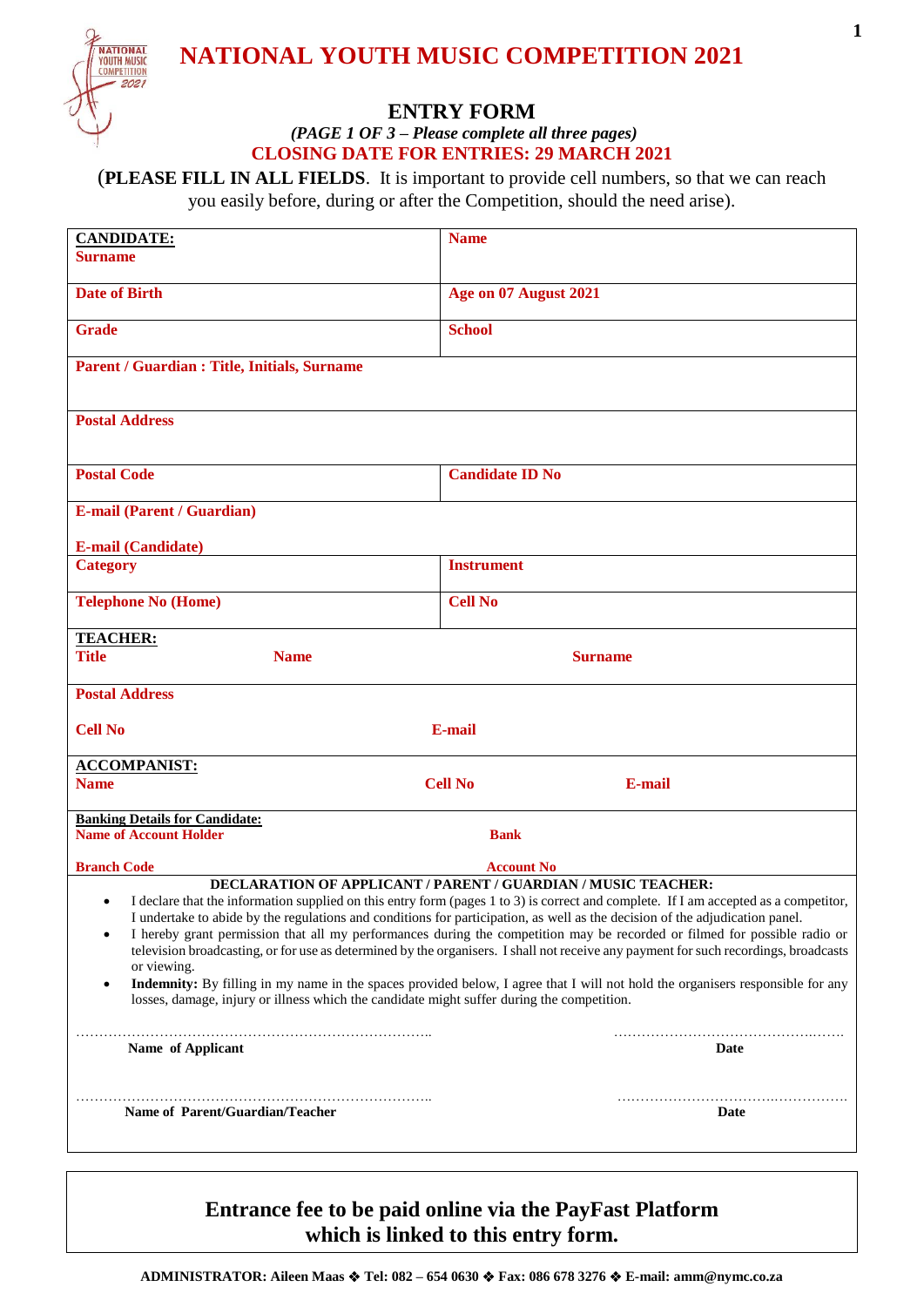# NATIONAL YOUTH MUSIC COMPETITION 2021

## ENTRY FORM

*(PAGE 1 OF 3 – Please complete all three pages)*

**CLOSING DATE FOR ENTRIES: 29 MARCH 2021**

(**PLEASE FILL IN ALL FIELDS**. It is important to provide cell numbers, so that we can reach you easily before, during or after the Competition, should the need arise).

| | |
|---|---|
| **CANDIDATE:** **Surname** | **Name** |
| **Date of Birth** | **Age on 07 August 2021** |
| **Grade** | **School** |
| **Parent / Guardian : Title, Initials, Surname** | |
| **Postal Address** | |
| **Postal Code** | **Candidate ID No** |
| **E-mail (Parent / Guardian)** **E-mail (Candidate)** | |
| **Category** | **Instrument** |
| **Telephone No (Home)** | **Cell No** |
| **TEACHER:** **Title** **Name** | **Surname** |
| **Postal Address** **Cell No** | **E-mail** |
| **ACCOMPANIST:** **Name** | **Cell No** **E-mail** |
| **Banking Details for Candidate:** **Name of Account Holder** **Branch Code** | **Bank** **Account No** |

**DECLARATION OF APPLICANT / PARENT / GUARDIAN / MUSIC TEACHER:**

- I declare that the information supplied on this entry form (pages 1 to 3) is correct and complete. If I am accepted as a competitor, I undertake to abide by the regulations and conditions for participation, as well as the decision of the adjudication panel.
- I hereby grant permission that all my performances during the competition may be recorded or filmed for possible radio or television broadcasting, or for use as determined by the organisers. I shall not receive any payment for such recordings, broadcasts or viewing.
- **Indemnity:** By filling in my name in the spaces provided below, I agree that I will not hold the organisers responsible for any losses, damage, injury or illness which the candidate might suffer during the competition.

………………………………………………………………… ………………………………………

**Name of Applicant** **Date**

………………………………………………………………… ………………………………………

**Name of Parent/Guardian/Teacher** **Date**

**Entrance fee to be paid online via the PayFast Platform which is linked to this entry form.**

**ADMINISTRATOR: Aileen Maas ❖ Tel: 082 – 654 0630 ❖ Fax: 086 678 3276 ❖ E-mail: amm@nymc.co.za**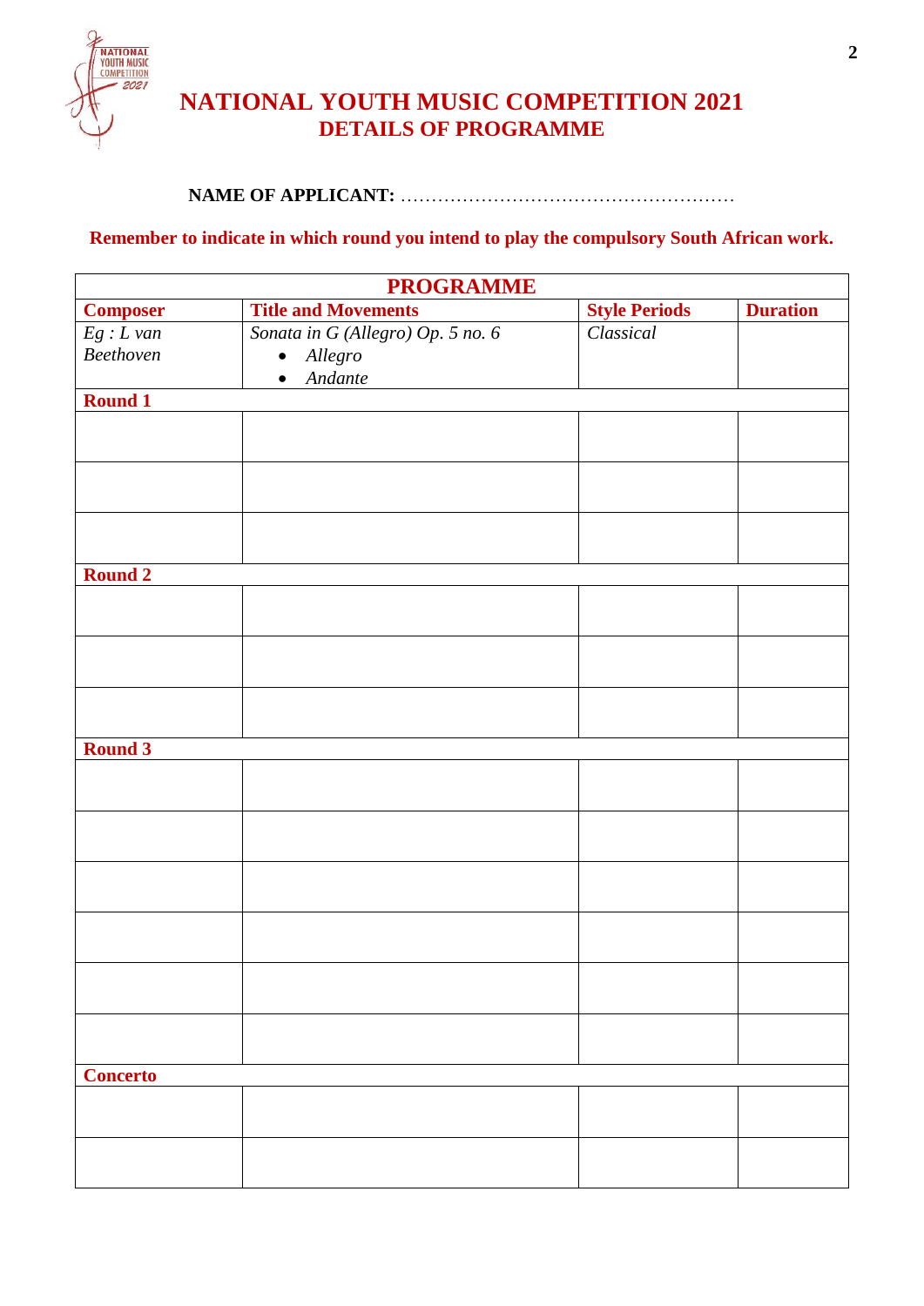# NATIONAL YOUTH MUSIC COMPETITION 2021
## DETAILS OF PROGRAMME

**NAME OF APPLICANT:** ………………………………………………

**Remember to indicate in which round you intend to play the compulsory South African work.**

| PROGRAMME | | | |
|---|---|---|---|
| **Composer** | **Title and Movements** | **Style Periods** | **Duration** |
| *Eg : L van Beethoven* | *Sonata in G (Allegro) Op. 5 no. 6*<br>• *Allegro*<br>• *Andante* | *Classical* | |
| **Round 1** | | | |
| | | | |
| | | | |
| | | | |
| **Round 2** | | | |
| | | | |
| | | | |
| | | | |
| **Round 3** | | | |
| | | | |
| | | | |
| | | | |
| | | | |
| | | | |
| | | | |
| **Concerto** | | | |
| | | | |
| | | | |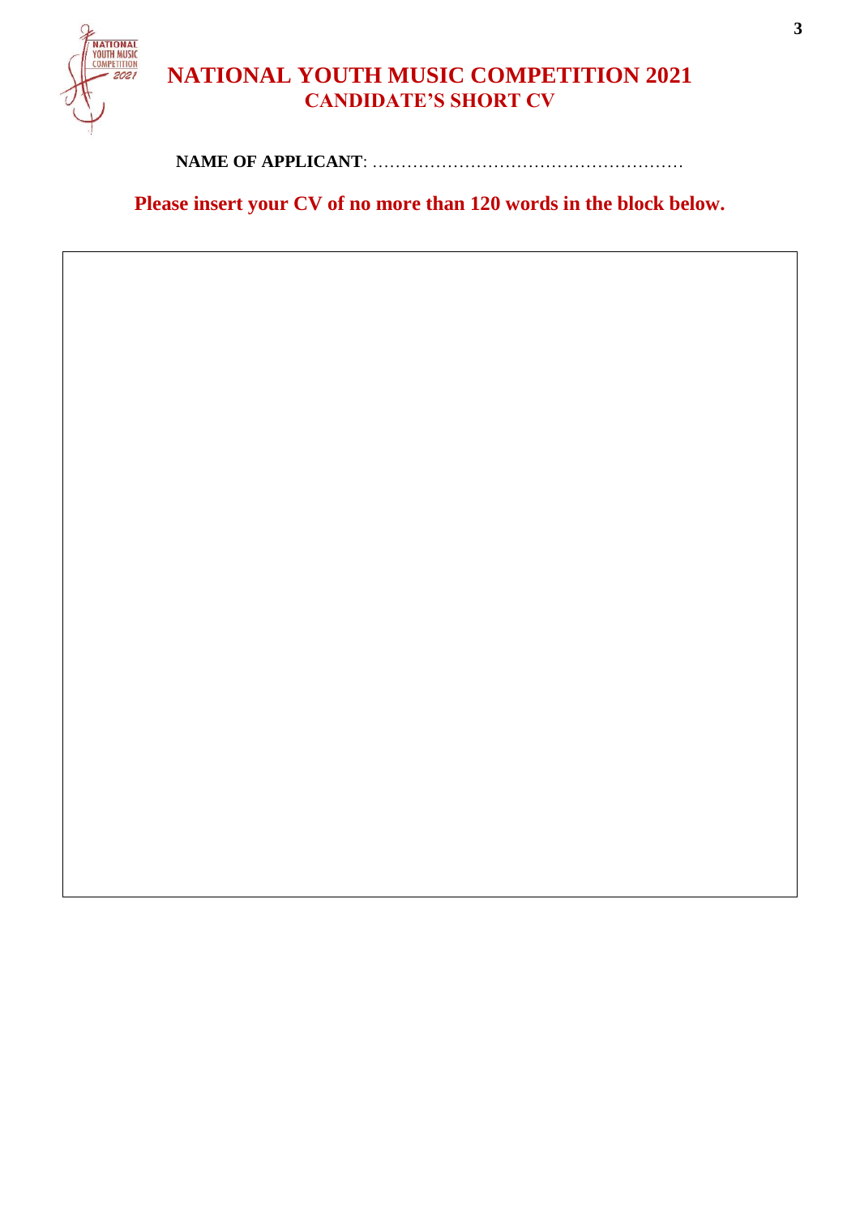# NATIONAL YOUTH MUSIC COMPETITION 2021

## CANDIDATE'S SHORT CV

**NAME OF APPLICANT**: ………………………………………………

**Please insert your CV of no more than 120 words in the block below.**

| |
|---|
| |